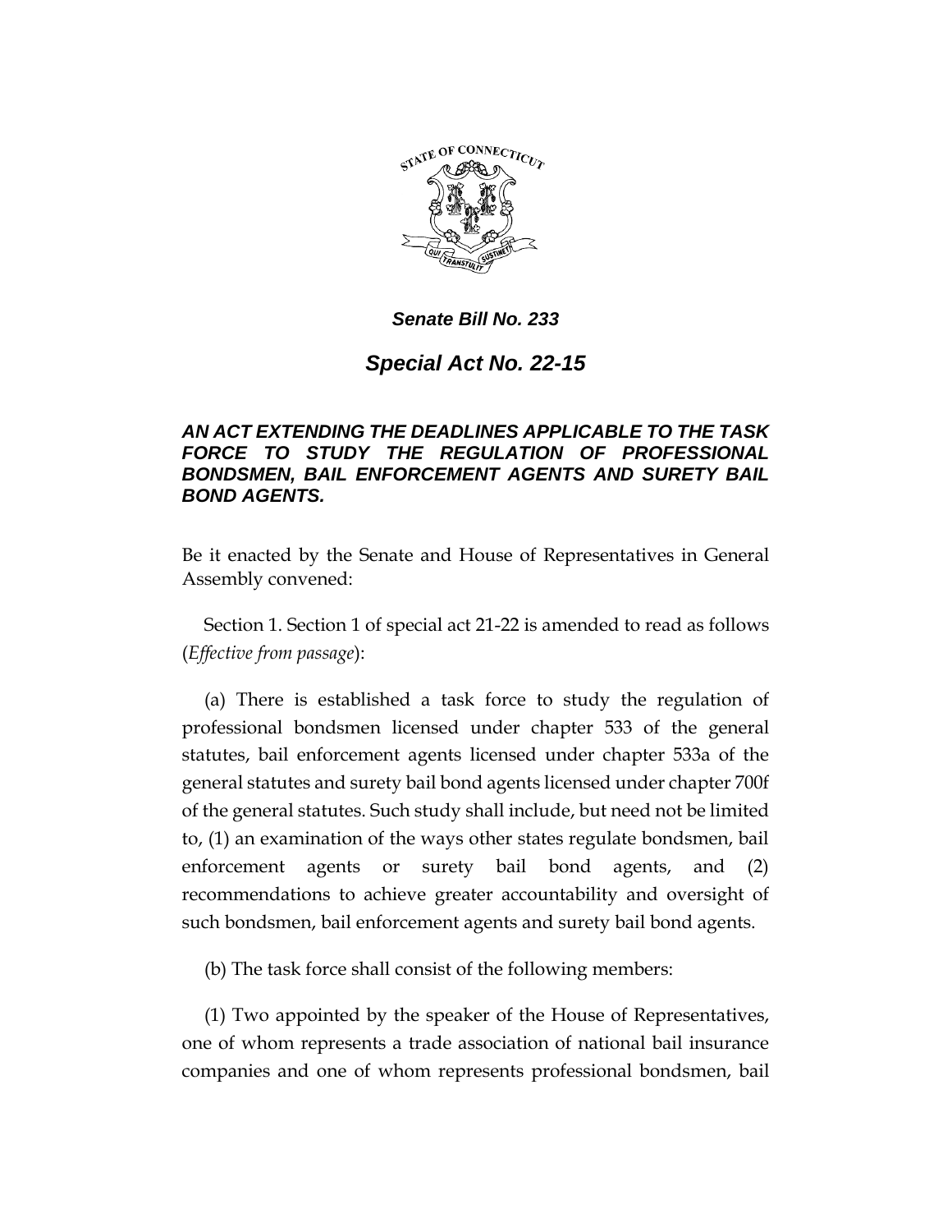***Senate Bill No. 233***

# *Special Act No. 22-15*

***AN ACT EXTENDING THE DEADLINES APPLICABLE TO THE TASK FORCE TO STUDY THE REGULATION OF PROFESSIONAL BONDSMEN, BAIL ENFORCEMENT AGENTS AND SURETY BAIL BOND AGENTS.***

Be it enacted by the Senate and House of Representatives in General Assembly convened:

Section 1. Section 1 of special act 21-22 is amended to read as follows (*Effective from passage*):

(a) There is established a task force to study the regulation of professional bondsmen licensed under chapter 533 of the general statutes, bail enforcement agents licensed under chapter 533a of the general statutes and surety bail bond agents licensed under chapter 700f of the general statutes. Such study shall include, but need not be limited to, (1) an examination of the ways other states regulate bondsmen, bail enforcement agents or surety bail bond agents, and (2) recommendations to achieve greater accountability and oversight of such bondsmen, bail enforcement agents and surety bail bond agents.

(b) The task force shall consist of the following members:

(1) Two appointed by the speaker of the House of Representatives, one of whom represents a trade association of national bail insurance companies and one of whom represents professional bondsmen, bail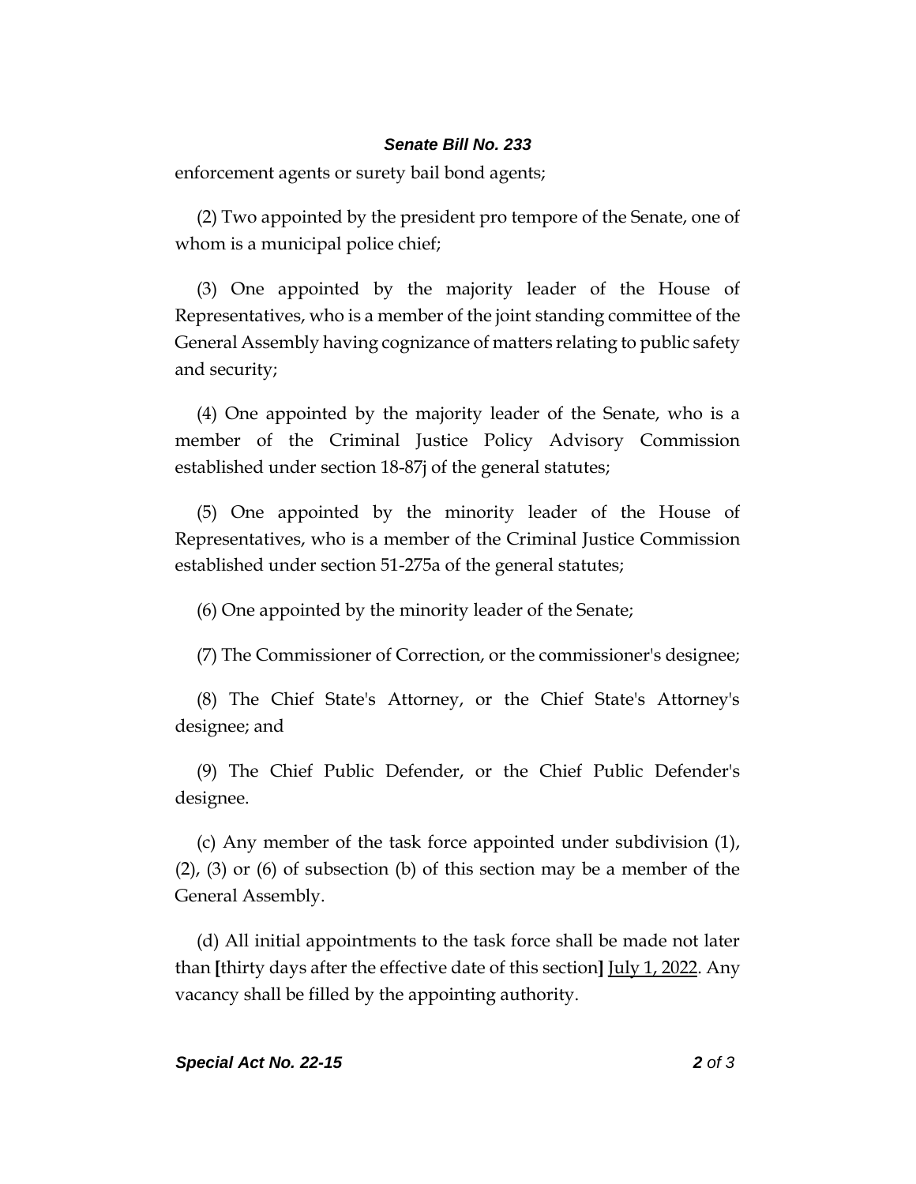enforcement agents or surety bail bond agents;

(2) Two appointed by the president pro tempore of the Senate, one of whom is a municipal police chief;

(3) One appointed by the majority leader of the House of Representatives, who is a member of the joint standing committee of the General Assembly having cognizance of matters relating to public safety and security;

(4) One appointed by the majority leader of the Senate, who is a member of the Criminal Justice Policy Advisory Commission established under section 18-87j of the general statutes;

(5) One appointed by the minority leader of the House of Representatives, who is a member of the Criminal Justice Commission established under section 51-275a of the general statutes;

(6) One appointed by the minority leader of the Senate;

(7) The Commissioner of Correction, or the commissioner's designee;

(8) The Chief State's Attorney, or the Chief State's Attorney's designee; and

(9) The Chief Public Defender, or the Chief Public Defender's designee.

(c) Any member of the task force appointed under subdivision (1), (2), (3) or (6) of subsection (b) of this section may be a member of the General Assembly.

(d) All initial appointments to the task force shall be made not later than **[**thirty days after the effective date of this section**]** <u>July 1, 2022</u>. Any vacancy shall be filled by the appointing authority.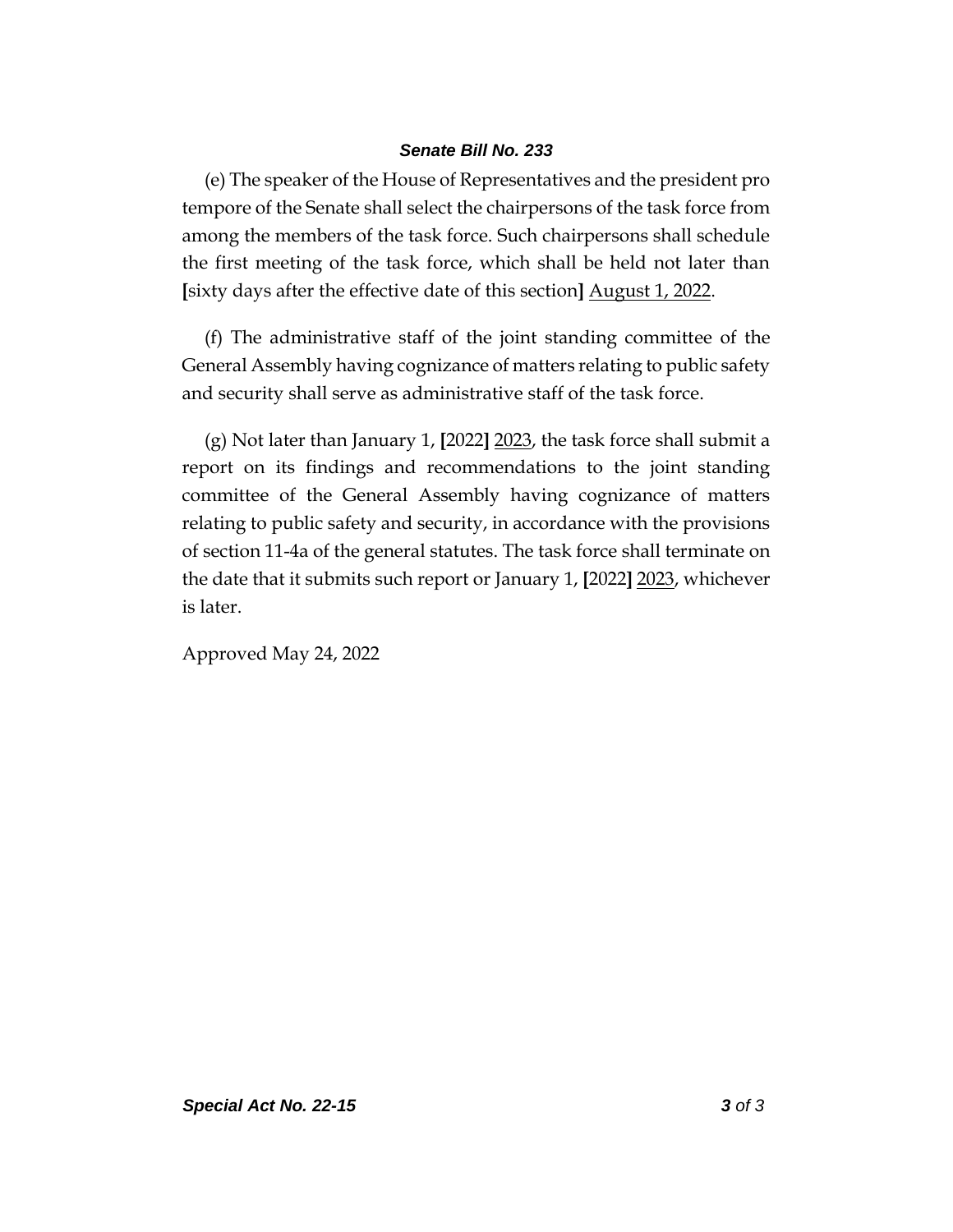(e) The speaker of the House of Representatives and the president pro tempore of the Senate shall select the chairpersons of the task force from among the members of the task force. Such chairpersons shall schedule the first meeting of the task force, which shall be held not later than **[**sixty days after the effective date of this section**]** <u>August 1, 2022</u>.

(f) The administrative staff of the joint standing committee of the General Assembly having cognizance of matters relating to public safety and security shall serve as administrative staff of the task force.

(g) Not later than January 1, **[**2022**]** <u>2023</u>, the task force shall submit a report on its findings and recommendations to the joint standing committee of the General Assembly having cognizance of matters relating to public safety and security, in accordance with the provisions of section 11-4a of the general statutes. The task force shall terminate on the date that it submits such report or January 1, **[**2022**]** <u>2023</u>, whichever is later.

Approved May 24, 2022